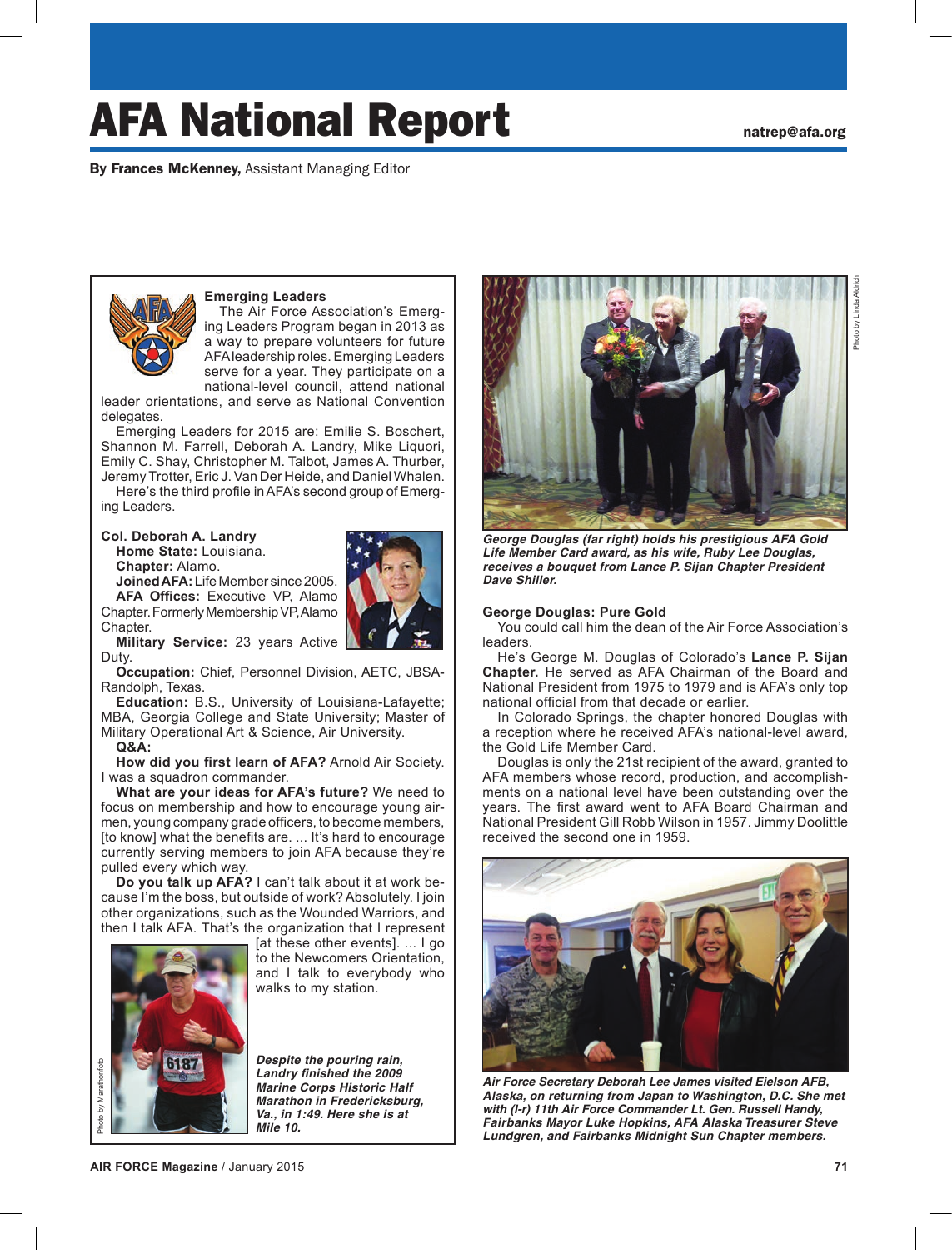# AFA National Report

natrep@afa.org

**By Frances McKenney,** Assistant Managing Editor

### Emerging Leaders

The Air Force Association's Emerging Leaders Program began in 2013 as a way to prepare volunteers for future AFA leadership roles. Emerging Leaders serve for a year. They participate on a national-level council, attend national leader orientations, and serve as National Convention delegates.

Emerging Leaders for 2015 are: Emilie S. Boschert, Shannon M. Farrell, Deborah A. Landry, Mike Liquori, Emily C. Shay, Christopher M. Talbot, James A. Thurber, Jeremy Trotter, Eric J. Van Der Heide, and Daniel Whalen.

Here's the third profile in AFA's second group of Emerging Leaders.

**Col. Deborah A. Landry**

**Home State:** Louisiana.

**Chapter:** Alamo.

**Joined AFA:** Life Member since 2005.

**AFA Offices:** Executive VP, Alamo Chapter. Formerly Membership VP, Alamo Chapter.

**Military Service:** 23 years Active Duty.

**Occupation:** Chief, Personnel Division, AETC, JBSA-Randolph, Texas.

**Education:** B.S., University of Louisiana-Lafayette; MBA, Georgia College and State University; Master of Military Operational Art & Science, Air University.

**Q&A:**

**How did you first learn of AFA?** Arnold Air Society. I was a squadron commander.

**What are your ideas for AFA's future?** We need to focus on membership and how to encourage young airmen, young company grade officers, to become members, [to know] what the benefits are. ... It's hard to encourage currently serving members to join AFA because they're pulled every which way.

**Do you talk up AFA?** I can't talk about it at work because I'm the boss, but outside of work? Absolutely. I join other organizations, such as the Wounded Warriors, and then I talk AFA. That's the organization that I represent [at these other events]. ... I go to the Newcomers Orientation, and I talk to everybody who walks to my station.

*Despite the pouring rain, Landry finished the 2009 Marine Corps Historic Half Marathon in Fredericksburg, Va., in 1:49. Here she is at Mile 10.*

*George Douglas (far right) holds his prestigious AFA Gold Life Member Card award, as his wife, Ruby Lee Douglas, receives a bouquet from Lance P. Sijan Chapter President Dave Shiller.*

### George Douglas: Pure Gold

You could call him the dean of the Air Force Association's leaders.

He's George M. Douglas of Colorado's **Lance P. Sijan Chapter.** He served as AFA Chairman of the Board and National President from 1975 to 1979 and is AFA's only top national official from that decade or earlier.

In Colorado Springs, the chapter honored Douglas with a reception where he received AFA's national-level award, the Gold Life Member Card.

Douglas is only the 21st recipient of the award, granted to AFA members whose record, production, and accomplishments on a national level have been outstanding over the years. The first award went to AFA Board Chairman and National President Gill Robb Wilson in 1957. Jimmy Doolittle received the second one in 1959.

*Air Force Secretary Deborah Lee James visited Eielson AFB, Alaska, on returning from Japan to Washington, D.C. She met with (l-r) 11th Air Force Commander Lt. Gen. Russell Handy, Fairbanks Mayor Luke Hopkins, AFA Alaska Treasurer Steve Lundgren, and Fairbanks Midnight Sun Chapter members.*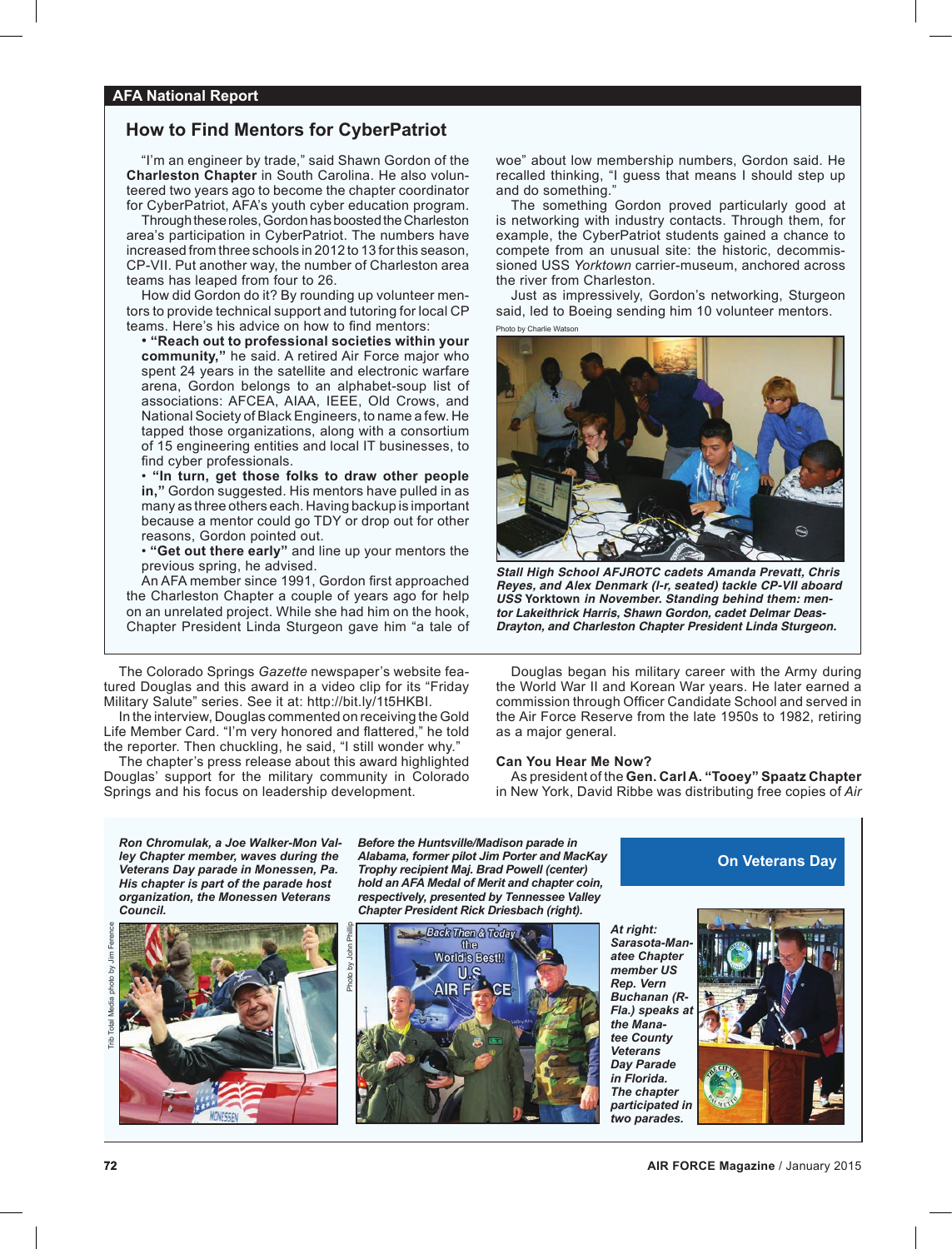## AFA National Report

### How to Find Mentors for CyberPatriot

"I'm an engineer by trade," said Shawn Gordon of the **Charleston Chapter** in South Carolina. He also volunteered two years ago to become the chapter coordinator for CyberPatriot, AFA's youth cyber education program.

Through these roles, Gordon has boosted the Charleston area's participation in CyberPatriot. The numbers have increased from three schools in 2012 to 13 for this season, CP-VII. Put another way, the number of Charleston area teams has leaped from four to 26.

How did Gordon do it? By rounding up volunteer mentors to provide technical support and tutoring for local CP teams. Here's his advice on how to find mentors:

- **"Reach out to professional societies within your community,"** he said. A retired Air Force major who spent 24 years in the satellite and electronic warfare arena, Gordon belongs to an alphabet-soup list of associations: AFCEA, AIAA, IEEE, Old Crows, and National Society of Black Engineers, to name a few. He tapped those organizations, along with a consortium of 15 engineering entities and local IT businesses, to find cyber professionals.
- **"In turn, get those folks to draw other people in,"** Gordon suggested. His mentors have pulled in as many as three others each. Having backup is important because a mentor could go TDY or drop out for other reasons, Gordon pointed out.
- **"Get out there early"** and line up your mentors the previous spring, he advised.

An AFA member since 1991, Gordon first approached the Charleston Chapter a couple of years ago for help on an unrelated project. While she had him on the hook, Chapter President Linda Sturgeon gave him "a tale of woe" about low membership numbers, Gordon said. He recalled thinking, "I guess that means I should step up and do something."

The something Gordon proved particularly good at is networking with industry contacts. Through them, for example, the CyberPatriot students gained a chance to compete from an unusual site: the historic, decommissioned USS *Yorktown* carrier-museum, anchored across the river from Charleston.

Just as impressively, Gordon's networking, Sturgeon said, led to Boeing sending him 10 volunteer mentors.

Photo by Charlie Watson

*Stall High School AFJROTC cadets Amanda Prevatt, Chris Reyes, and Alex Denmark (l-r, seated) tackle CP-VII aboard USS* Yorktown *in November. Standing behind them: mentor Lakeithrick Harris, Shawn Gordon, cadet Delmar Deas-Drayton, and Charleston Chapter President Linda Sturgeon.*

The Colorado Springs *Gazette* newspaper's website featured Douglas and this award in a video clip for its "Friday Military Salute" series. See it at: http://bit.ly/1t5HKBI.

In the interview, Douglas commented on receiving the Gold Life Member Card. "I'm very honored and flattered," he told the reporter. Then chuckling, he said, "I still wonder why."

The chapter's press release about this award highlighted Douglas' support for the military community in Colorado Springs and his focus on leadership development.

Douglas began his military career with the Army during the World War II and Korean War years. He later earned a commission through Officer Candidate School and served in the Air Force Reserve from the late 1950s to 1982, retiring as a major general.

### Can You Hear Me Now?

As president of the **Gen. Carl A. "Tooey" Spaatz Chapter** in New York, David Ribbe was distributing free copies of *Air*

### On Veterans Day

*Ron Chromulak, a Joe Walker-Mon Valley Chapter member, waves during the Veterans Day parade in Monessen, Pa. His chapter is part of the parade host organization, the Monessen Veterans Council.*

Trib Total Media photo by Jim Ference

*Before the Huntsville/Madison parade in Alabama, former pilot Jim Porter and MacKay Trophy recipient Maj. Brad Powell (center) hold an AFA Medal of Merit and chapter coin, respectively, presented by Tennessee Valley Chapter President Rick Driesbach (right).*

Photo by John Phillip

*At right: Sarasota-Manatee Chapter member US Rep. Vern Buchanan (R-Fla.) speaks at the Manatee County Veterans Day Parade in Florida. The chapter participated in two parades.*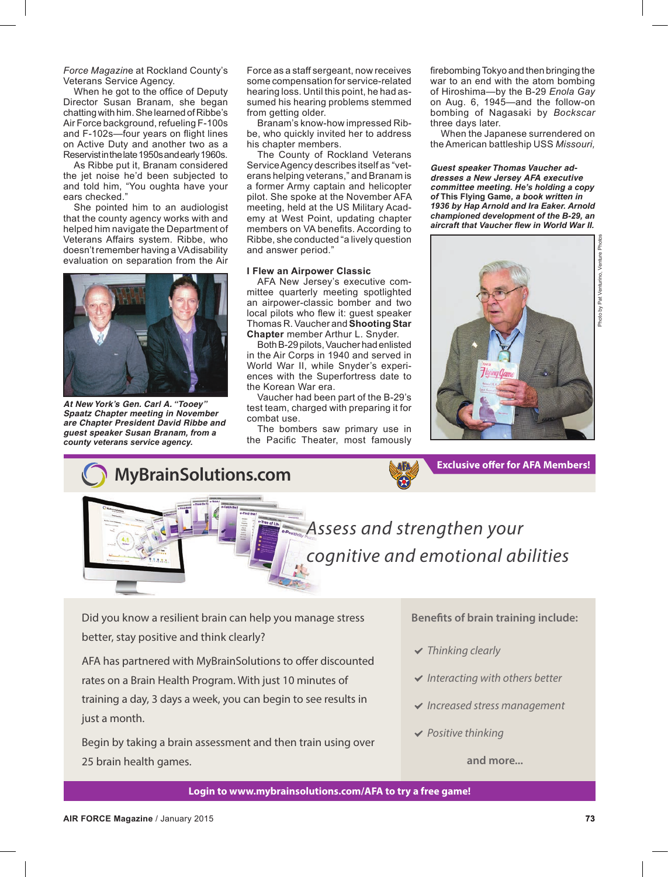*Force Magazine* at Rockland County's Veterans Service Agency.

When he got to the office of Deputy Director Susan Branam, she began chatting with him. She learned of Ribbe's Air Force background, refueling F-100s and F-102s—four years on flight lines on Active Duty and another two as a Reservist in the late 1950s and early 1960s.

As Ribbe put it, Branam considered the jet noise he'd been subjected to and told him, "You oughta have your ears checked."

She pointed him to an audiologist that the county agency works with and helped him navigate the Department of Veterans Affairs system. Ribbe, who doesn't remember having a VA disability evaluation on separation from the Air Force as a staff sergeant, now receives some compensation for service-related hearing loss. Until this point, he had assumed his hearing problems stemmed from getting older.

Branam's know-how impressed Ribbe, who quickly invited her to address his chapter members.

The County of Rockland Veterans Service Agency describes itself as "veterans helping veterans," and Branam is a former Army captain and helicopter pilot. She spoke at the November AFA meeting, held at the US Military Academy at West Point, updating chapter members on VA benefits. According to Ribbe, she conducted "a lively question and answer period."

***At New York's Gen. Carl A. "Tooey" Spaatz Chapter meeting in November are Chapter President David Ribbe and guest speaker Susan Branam, from a county veterans service agency.***

### I Flew an Airpower Classic

AFA New Jersey's executive committee quarterly meeting spotlighted an airpower-classic bomber and two local pilots who flew it: guest speaker Thomas R. Vaucher and **Shooting Star Chapter** member Arthur L. Snyder.

Both B-29 pilots, Vaucher had enlisted in the Air Corps in 1940 and served in World War II, while Snyder's experiences with the Superfortress date to the Korean War era.

Vaucher had been part of the B-29's test team, charged with preparing it for combat use.

The bombers saw primary use in the Pacific Theater, most famously firebombing Tokyo and then bringing the war to an end with the atom bombing of Hiroshima—by the B-29 *Enola Gay* on Aug. 6, 1945—and the follow-on bombing of Nagasaki by *Bockscar* three days later.

When the Japanese surrendered on the American battleship USS *Missouri,*

***Guest speaker Thomas Vaucher addresses a New Jersey AFA executive committee meeting. He's holding a copy of*** **This Flying Game*****, a book written in 1936 by Hap Arnold and Ira Eaker. Arnold championed development of the B-29, an aircraft that Vaucher flew in World War II.***

Photo by Pat Venturino, Venture Photos

## MyBrainSolutions.com

**Exclusive offer for AFA Members!**

*Assess and strengthen your cognitive and emotional abilities*

Did you know a resilient brain can help you manage stress better, stay positive and think clearly?

AFA has partnered with MyBrainSolutions to offer discounted rates on a Brain Health Program. With just 10 minutes of training a day, 3 days a week, you can begin to see results in just a month.

Begin by taking a brain assessment and then train using over 25 brain health games.

**Benefits of brain training include:**

- *Thinking clearly*
- *Interacting with others better*
- *Increased stress management*
- *Positive thinking*

**and more...**

**Login to www.mybrainsolutions.com/AFA to try a free game!**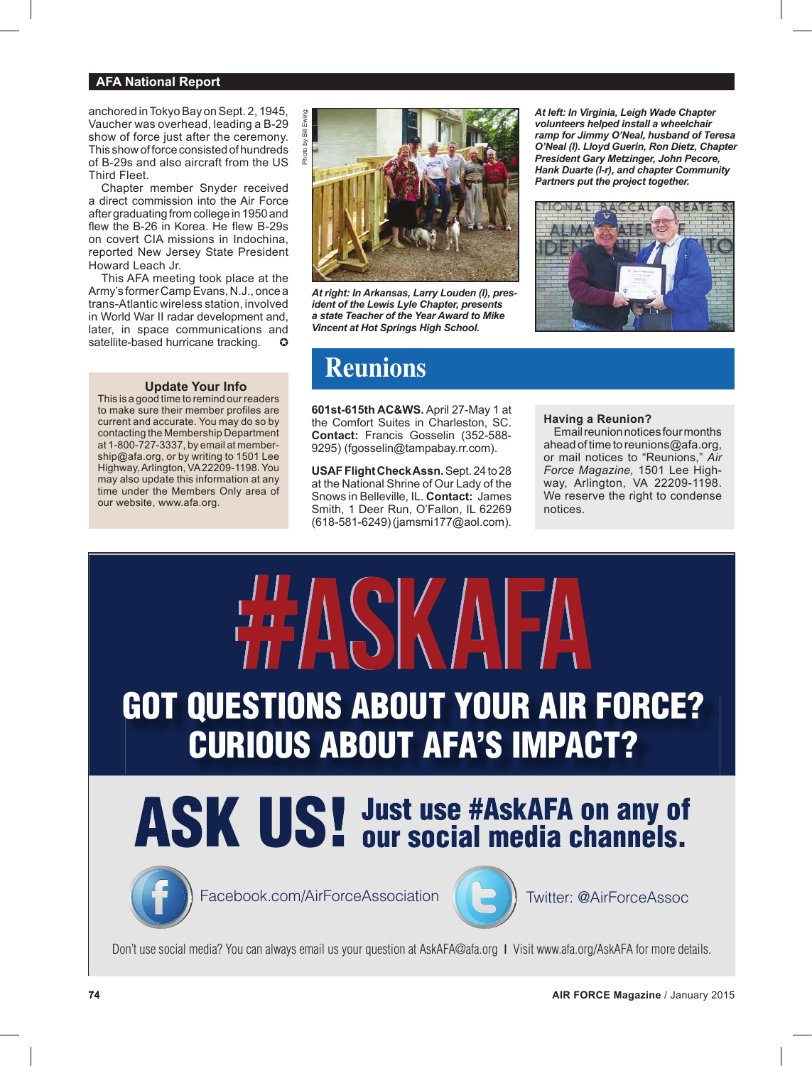anchored in Tokyo Bay on Sept. 2, 1945, Vaucher was overhead, leading a B-29 show of force just after the ceremony. This show of force consisted of hundreds of B-29s and also aircraft from the US Third Fleet.

Chapter member Snyder received a direct commission into the Air Force after graduating from college in 1950 and flew the B-26 in Korea. He flew B-29s on covert CIA missions in Indochina, reported New Jersey State President Howard Leach Jr.

This AFA meeting took place at the Army's former Camp Evans, N.J., once a trans-Atlantic wireless station, involved in World War II radar development and, later, in space communications and satellite-based hurricane tracking. ✪

### Update Your Info

This is a good time to remind our readers to make sure their member profiles are current and accurate. You may do so by contacting the Membership Department at 1-800-727-3337, by email at membership@afa.org, or by writing to 1501 Lee Highway, Arlington, VA 22209-1198. You may also update this information at any time under the Members Only area of our website, www.afa.org.

Photo by Bill Ewing

*At left: In Virginia, Leigh Wade Chapter volunteers helped install a wheelchair ramp for Jimmy O'Neal, husband of Teresa O'Neal (l). Lloyd Guerin, Ron Dietz, Chapter President Gary Metzinger, John Pecore, Hank Duarte (l-r), and chapter Community Partners put the project together.*

*At right: In Arkansas, Larry Louden (l), president of the Lewis Lyle Chapter, presents a state Teacher of the Year Award to Mike Vincent at Hot Springs High School.*

## Reunions

**601st-615th AC&WS.** April 27-May 1 at the Comfort Suites in Charleston, SC. **Contact:** Francis Gosselin (352-588-9295) (fgosselin@tampabay.rr.com).

**USAF Flight Check Assn.** Sept. 24 to 28 at the National Shrine of Our Lady of the Snows in Belleville, IL. **Contact:** James Smith, 1 Deer Run, O'Fallon, IL 62269 (618-581-6249) (jamsmi177@aol.com).

**Having a Reunion?**
Email reunion notices four months ahead of time to reunions@afa.org, or mail notices to "Reunions," *Air Force Magazine,* 1501 Lee Highway, Arlington, VA 22209-1198. We reserve the right to condense notices.

# #ASKAFA

## GOT QUESTIONS ABOUT YOUR AIR FORCE? CURIOUS ABOUT AFA'S IMPACT?

## ASK US! Just use #AskAFA on any of our social media channels.

Facebook.com/AirForceAssociation

Twitter: @AirForceAssoc

Don't use social media? You can always email us your question at AskAFA@afa.org | Visit www.afa.org/AskAFA for more details.